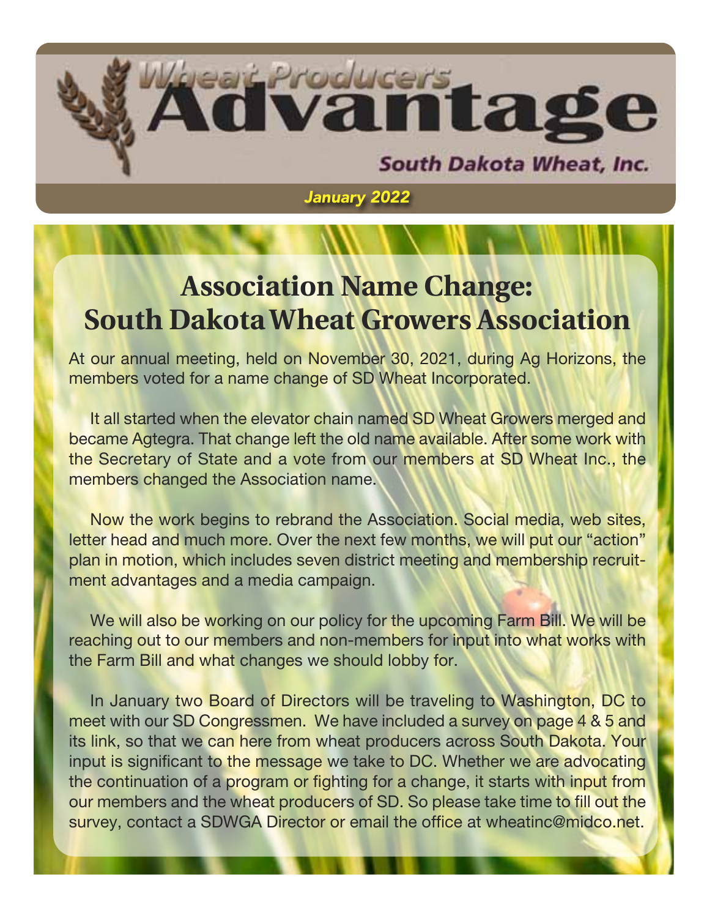# Wheat Producers Advantage

South Dakota Wheat, Inc.

*January 2022*

## Association Name Change: South Dakota Wheat Growers Association

At our annual meeting, held on November 30, 2021, during Ag Horizons, the members voted for a name change of SD Wheat Incorporated.

It all started when the elevator chain named SD Wheat Growers merged and became Agtegra. That change left the old name available. After some work with the Secretary of State and a vote from our members at SD Wheat Inc., the members changed the Association name.

Now the work begins to rebrand the Association. Social media, web sites, letter head and much more. Over the next few months, we will put our "action" plan in motion, which includes seven district meeting and membership recruitment advantages and a media campaign.

We will also be working on our policy for the upcoming Farm Bill. We will be reaching out to our members and non-members for input into what works with the Farm Bill and what changes we should lobby for.

In January two Board of Directors will be traveling to Washington, DC to meet with our SD Congressmen. We have included a survey on page 4 & 5 and its link, so that we can here from wheat producers across South Dakota. Your input is significant to the message we take to DC. Whether we are advocating the continuation of a program or fighting for a change, it starts with input from our members and the wheat producers of SD. So please take time to fill out the survey, contact a SDWGA Director or email the office at wheatinc@midco.net.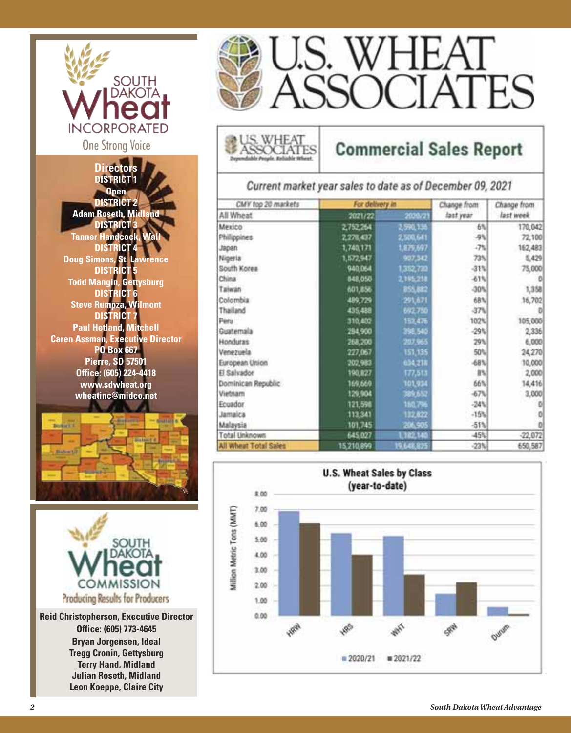# SOUTH DAKOTA Wheat INCORPORATED

One Strong Voice

**Directors**

**DISTRICT 1**
Open

**DISTRICT 2**
Adam Roseth, Midland

**DISTRICT 3**
Tanner Handcock, Wall

**DISTRICT 4**
Doug Simons, St. Lawrence

**DISTRICT 5**
Todd Mangin, Gettysburg

**DISTRICT 6**
Steve Rumpza, Wilmont

**DISTRICT 7**
Paul Hetland, Mitchell

**Caren Assman, Executive Director**
PO Box 667
Pierre, SD 57501
Office: (605) 224-4418
www.sdwheat.org
wheatinc@midco.net

# SOUTH DAKOTA Wheat COMMISSION

Producing Results for Producers

**Reid Christopherson, Executive Director**
Office: (605) 773-4645
Bryan Jorgensen, Ideal
Tregg Cronin, Gettysburg
Terry Hand, Midland
Julian Roseth, Midland
Leon Koeppe, Claire City

# U.S. WHEAT ASSOCIATES

## Commercial Sales Report

U.S. Wheat Associates — Dependable People. Reliable Wheat.

*Current market year sales to date as of December 09, 2021*

| CMY top 20 markets | For delivery in | | Change from | Change from |
|---|---|---|---|---|
| All Wheat | 2021/22 | 2020/21 | last year | last week |
| Mexico | 2,752,264 | 2,590,136 | 6% | 170,042 |
| Philippines | 2,278,437 | 2,500,641 | -9% | 72,100 |
| Japan | 1,740,171 | 1,879,697 | -7% | 162,483 |
| Nigeria | 1,572,947 | 907,342 | 73% | 5,429 |
| South Korea | 940,064 | 1,352,730 | -31% | 75,000 |
| China | 848,050 | 2,195,218 | -61% | 0 |
| Taiwan | 601,856 | 855,882 | -30% | 1,358 |
| Colombia | 489,729 | 291,671 | 68% | 16,702 |
| Thailand | 435,488 | 692,750 | -37% | 0 |
| Peru | 310,402 | 153,476 | 102% | 105,000 |
| Guatemala | 284,900 | 398,540 | -29% | 2,336 |
| Honduras | 268,200 | 207,965 | 29% | 6,000 |
| Venezuela | 227,067 | 151,135 | 50% | 24,270 |
| European Union | 202,983 | 634,218 | -68% | 10,000 |
| El Salvador | 190,827 | 177,513 | 8% | 2,000 |
| Dominican Republic | 169,669 | 101,934 | 66% | 14,416 |
| Vietnam | 129,904 | 389,652 | -67% | 3,000 |
| Ecuador | 121,598 | 160,796 | -24% | 0 |
| Jamaica | 113,341 | 132,822 | -15% | 0 |
| Malaysia | 101,745 | 206,905 | -51% | 0 |
| Total Unknown | 645,027 | 1,182,140 | -45% | -22,072 |
| All Wheat Total Sales | 15,210,899 | 19,648,825 | -23% | 650,587 |

**U.S. Wheat Sales by Class (year-to-date)**

| Class | 2020/21 (MMT) | 2021/22 (MMT) |
|---|---|---|
| HRW | ~6.9 | ~6.1 |
| HRS | ~5.5 | ~4.0 |
| WHT | ~5.2 | ~2.7 |
| SRW | ~1.5 | ~2.2 |
| Durum | ~0.6 | ~0.1 |

Million Metric Tons (MMT)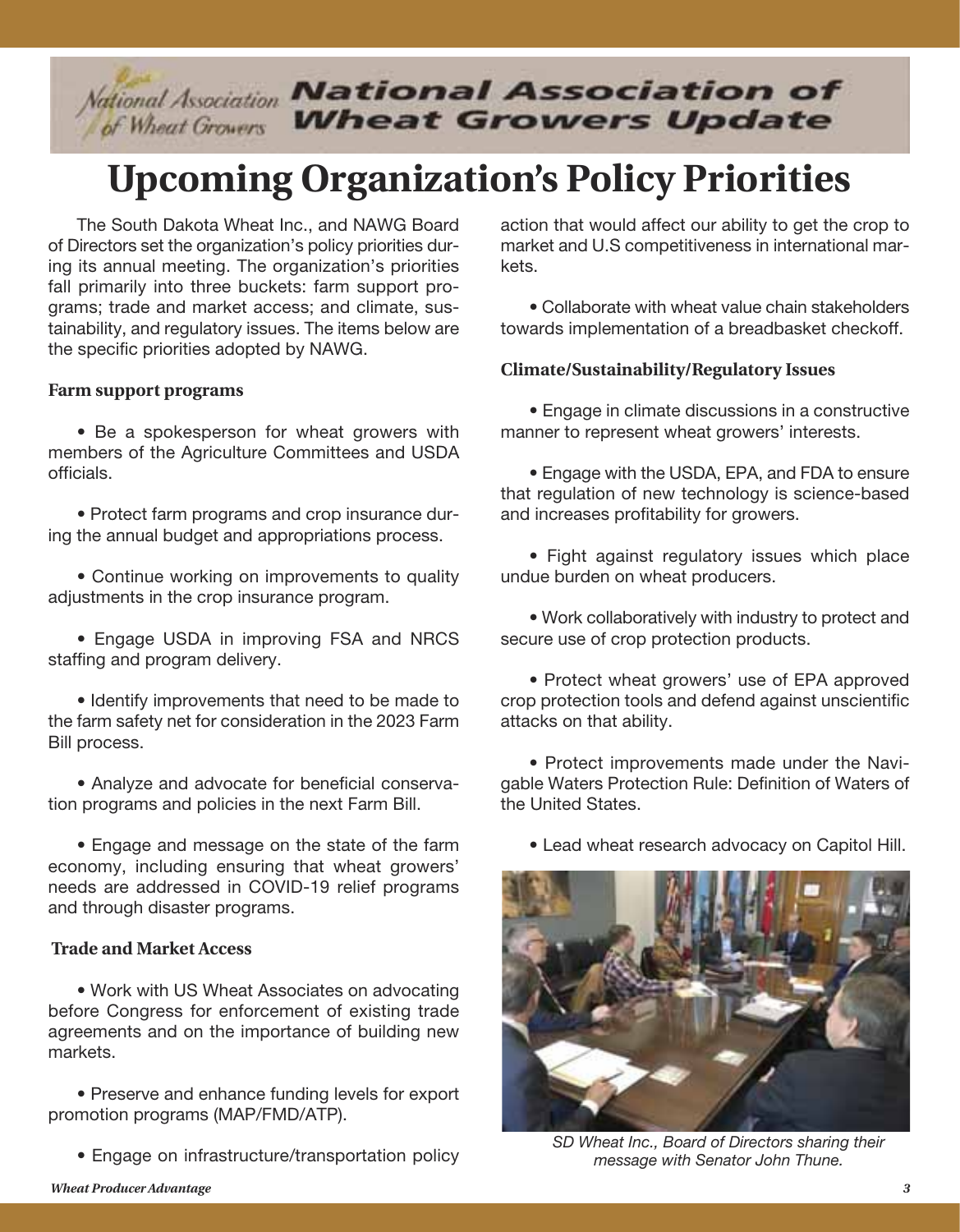# National Association of Wheat Growers Update

## Upcoming Organization's Policy Priorities

The South Dakota Wheat Inc., and NAWG Board of Directors set the organization's policy priorities during its annual meeting. The organization's priorities fall primarily into three buckets: farm support programs; trade and market access; and climate, sustainability, and regulatory issues. The items below are the specific priorities adopted by NAWG.

### Farm support programs

- Be a spokesperson for wheat growers with members of the Agriculture Committees and USDA officials.
- Protect farm programs and crop insurance during the annual budget and appropriations process.
- Continue working on improvements to quality adjustments in the crop insurance program.
- Engage USDA in improving FSA and NRCS staffing and program delivery.
- Identify improvements that need to be made to the farm safety net for consideration in the 2023 Farm Bill process.
- Analyze and advocate for beneficial conservation programs and policies in the next Farm Bill.
- Engage and message on the state of the farm economy, including ensuring that wheat growers' needs are addressed in COVID-19 relief programs and through disaster programs.

### Trade and Market Access

- Work with US Wheat Associates on advocating before Congress for enforcement of existing trade agreements and on the importance of building new markets.
- Preserve and enhance funding levels for export promotion programs (MAP/FMD/ATP).
- Engage on infrastructure/transportation policy action that would affect our ability to get the crop to market and U.S competitiveness in international markets.
- Collaborate with wheat value chain stakeholders towards implementation of a breadbasket checkoff.

### Climate/Sustainability/Regulatory Issues

- Engage in climate discussions in a constructive manner to represent wheat growers' interests.
- Engage with the USDA, EPA, and FDA to ensure that regulation of new technology is science-based and increases profitability for growers.
- Fight against regulatory issues which place undue burden on wheat producers.
- Work collaboratively with industry to protect and secure use of crop protection products.
- Protect wheat growers' use of EPA approved crop protection tools and defend against unscientific attacks on that ability.
- Protect improvements made under the Navigable Waters Protection Rule: Definition of Waters of the United States.
- Lead wheat research advocacy on Capitol Hill.

*SD Wheat Inc., Board of Directors sharing their message with Senator John Thune.*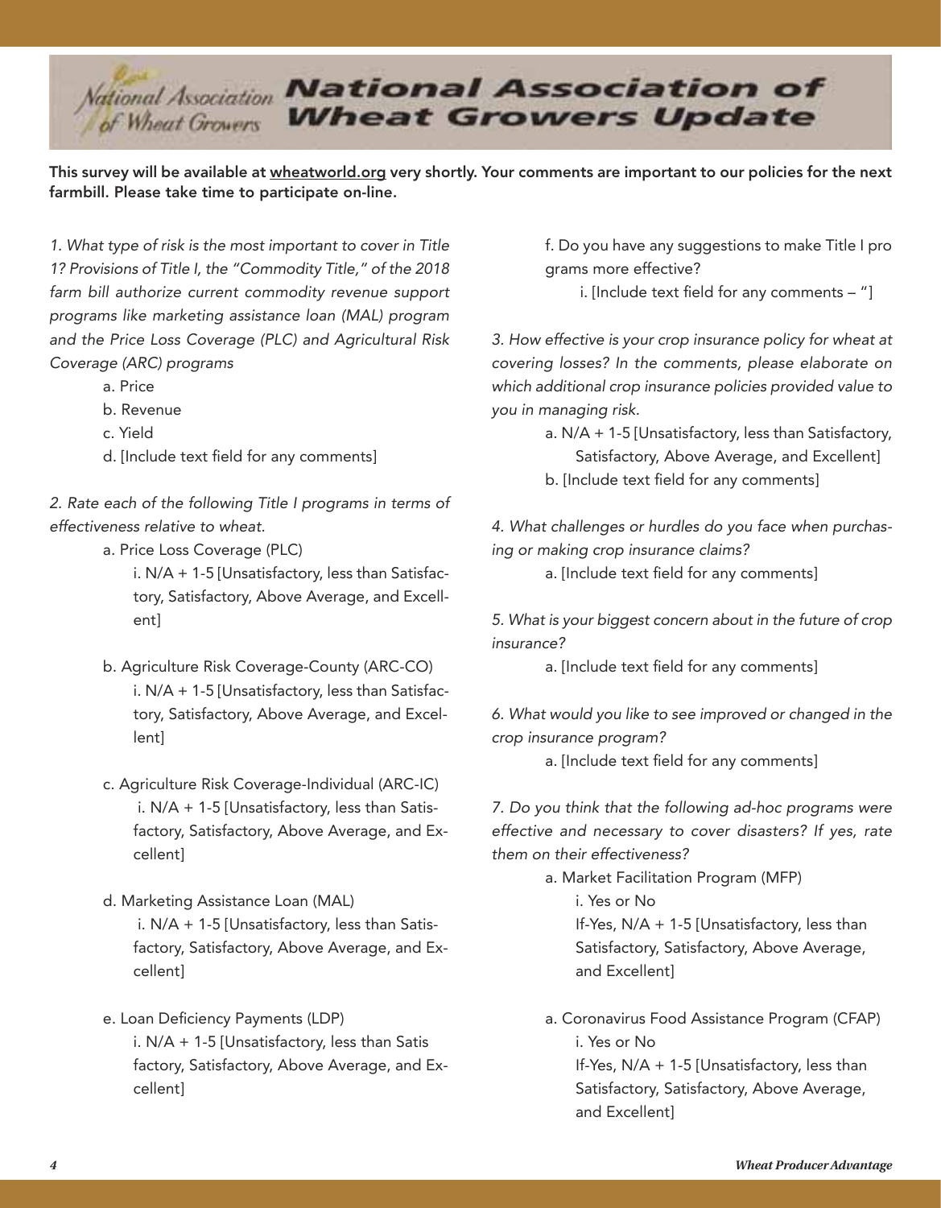# National Association of Wheat Growers Update

**This survey will be available at wheatworld.org very shortly. Your comments are important to our policies for the next farmbill. Please take time to participate on-line.**

*1. What type of risk is the most important to cover in Title 1? Provisions of Title I, the "Commodity Title," of the 2018 farm bill authorize current commodity revenue support programs like marketing assistance loan (MAL) program and the Price Loss Coverage (PLC) and Agricultural Risk Coverage (ARC) programs*

- a. Price
- b. Revenue
- c. Yield
- d. [Include text field for any comments]

*2. Rate each of the following Title I programs in terms of effectiveness relative to wheat.*

- a. Price Loss Coverage (PLC)
  - i. N/A + 1-5 [Unsatisfactory, less than Satisfactory, Satisfactory, Above Average, and Excellent]
- b. Agriculture Risk Coverage-County (ARC-CO)
  - i. N/A + 1-5 [Unsatisfactory, less than Satisfactory, Satisfactory, Above Average, and Excellent]
- c. Agriculture Risk Coverage-Individual (ARC-IC)
  - i. N/A + 1-5 [Unsatisfactory, less than Satisfactory, Satisfactory, Above Average, and Excellent]
- d. Marketing Assistance Loan (MAL)
  - i. N/A + 1-5 [Unsatisfactory, less than Satisfactory, Satisfactory, Above Average, and Excellent]
- e. Loan Deficiency Payments (LDP)
  - i. N/A + 1-5 [Unsatisfactory, less than Satisfactory, Satisfactory, Above Average, and Excellent]
- f. Do you have any suggestions to make Title I programs more effective?
  - i. [Include text field for any comments – "]

*3. How effective is your crop insurance policy for wheat at covering losses? In the comments, please elaborate on which additional crop insurance policies provided value to you in managing risk.*

- a. N/A + 1-5 [Unsatisfactory, less than Satisfactory, Satisfactory, Above Average, and Excellent]
- b. [Include text field for any comments]

*4. What challenges or hurdles do you face when purchasing or making crop insurance claims?*

- a. [Include text field for any comments]

*5. What is your biggest concern about in the future of crop insurance?*

- a. [Include text field for any comments]

*6. What would you like to see improved or changed in the crop insurance program?*

- a. [Include text field for any comments]

*7. Do you think that the following ad-hoc programs were effective and necessary to cover disasters? If yes, rate them on their effectiveness?*

- a. Market Facilitation Program (MFP)
  - i. Yes or No
  
    If-Yes, N/A + 1-5 [Unsatisfactory, less than Satisfactory, Satisfactory, Above Average, and Excellent]
- a. Coronavirus Food Assistance Program (CFAP)
  - i. Yes or No
  
    If-Yes, N/A + 1-5 [Unsatisfactory, less than Satisfactory, Satisfactory, Above Average, and Excellent]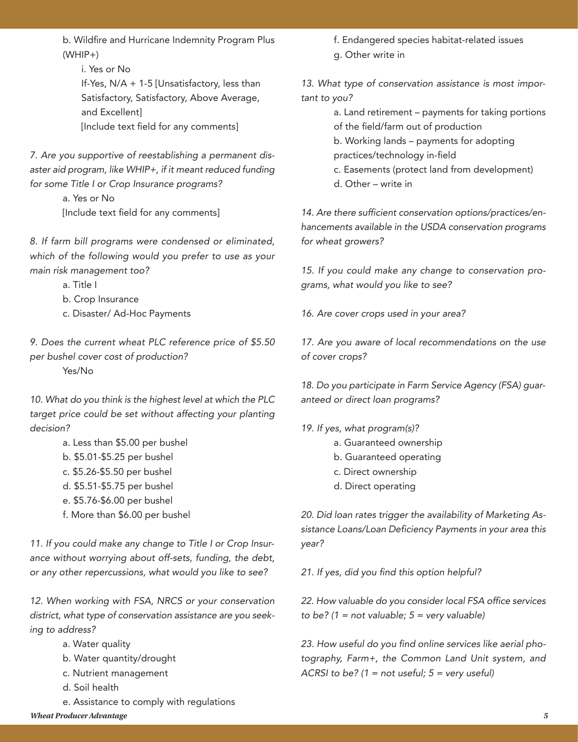b. Wildfire and Hurricane Indemnity Program Plus (WHIP+)

i. Yes or No

If-Yes, N/A + 1-5 [Unsatisfactory, less than Satisfactory, Satisfactory, Above Average, and Excellent]

[Include text field for any comments]

*7. Are you supportive of reestablishing a permanent disaster aid program, like WHIP+, if it meant reduced funding for some Title I or Crop Insurance programs?*

a. Yes or No

[Include text field for any comments]

*8. If farm bill programs were condensed or eliminated, which of the following would you prefer to use as your main risk management too?*

a. Title I

b. Crop Insurance

c. Disaster/ Ad-Hoc Payments

*9. Does the current wheat PLC reference price of $5.50 per bushel cover cost of production?*

Yes/No

*10. What do you think is the highest level at which the PLC target price could be set without affecting your planting decision?*

a. Less than $5.00 per bushel

b. $5.01-$5.25 per bushel

c. $5.26-$5.50 per bushel

d. $5.51-$5.75 per bushel

e. $5.76-$6.00 per bushel

f. More than $6.00 per bushel

*11. If you could make any change to Title I or Crop Insurance without worrying about off-sets, funding, the debt, or any other repercussions, what would you like to see?*

*12. When working with FSA, NRCS or your conservation district, what type of conservation assistance are you seeking to address?*

a. Water quality

b. Water quantity/drought

c. Nutrient management

d. Soil health

e. Assistance to comply with regulations

f. Endangered species habitat-related issues

g. Other write in

*13. What type of conservation assistance is most important to you?*

a. Land retirement – payments for taking portions of the field/farm out of production

b. Working lands – payments for adopting practices/technology in-field

c. Easements (protect land from development)

d. Other – write in

*14. Are there sufficient conservation options/practices/enhancements available in the USDA conservation programs for wheat growers?*

*15. If you could make any change to conservation programs, what would you like to see?*

*16. Are cover crops used in your area?*

*17. Are you aware of local recommendations on the use of cover crops?*

*18. Do you participate in Farm Service Agency (FSA) guaranteed or direct loan programs?*

*19. If yes, what program(s)?*

a. Guaranteed ownership

b. Guaranteed operating

c. Direct ownership

d. Direct operating

*20. Did loan rates trigger the availability of Marketing Assistance Loans/Loan Deficiency Payments in your area this year?*

*21. If yes, did you find this option helpful?*

*22. How valuable do you consider local FSA office services to be? (1 = not valuable; 5 = very valuable)*

*23. How useful do you find online services like aerial photography, Farm+, the Common Land Unit system, and ACRSI to be? (1 = not useful; 5 = very useful)*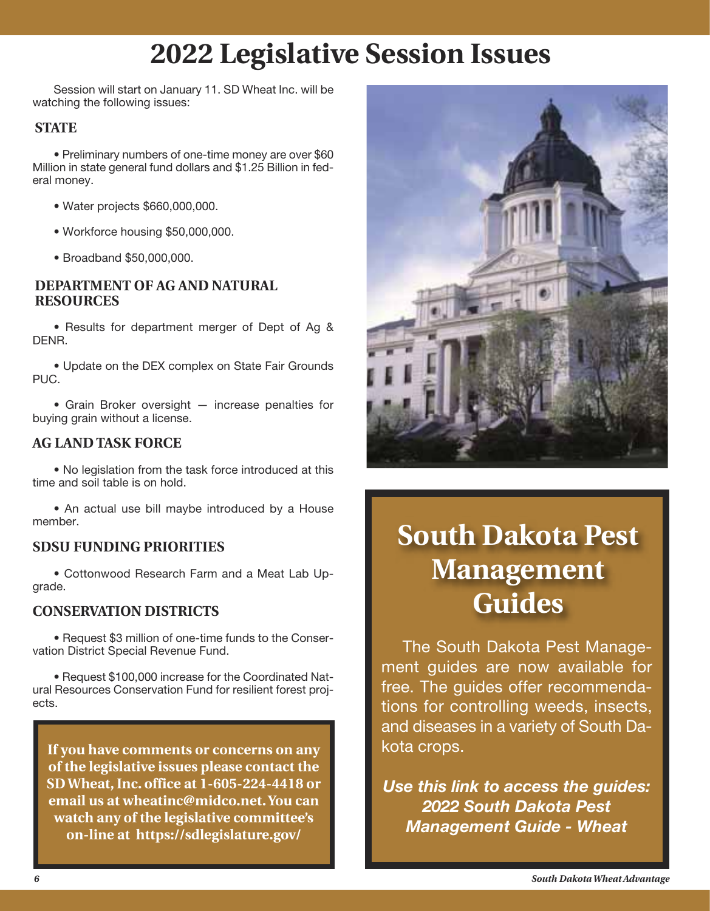# 2022 Legislative Session Issues

Session will start on January 11. SD Wheat Inc. will be watching the following issues:

## STATE

- Preliminary numbers of one-time money are over $60 Million in state general fund dollars and $1.25 Billion in federal money.
- Water projects $660,000,000.
- Workforce housing $50,000,000.
- Broadband $50,000,000.

## DEPARTMENT OF AG AND NATURAL RESOURCES

- Results for department merger of Dept of Ag & DENR.
- Update on the DEX complex on State Fair Grounds PUC.
- Grain Broker oversight — increase penalties for buying grain without a license.

## AG LAND TASK FORCE

- No legislation from the task force introduced at this time and soil table is on hold.
- An actual use bill maybe introduced by a House member.

## SDSU FUNDING PRIORITIES

- Cottonwood Research Farm and a Meat Lab Upgrade.

## CONSERVATION DISTRICTS

- Request $3 million of one-time funds to the Conservation District Special Revenue Fund.
- Request $100,000 increase for the Coordinated Natural Resources Conservation Fund for resilient forest projects.

**If you have comments or concerns on any of the legislative issues please contact the SD Wheat, Inc. office at 1-605-224-4418 or email us at wheatinc@midco.net. You can watch any of the legislative committee's on-line at https://sdlegislature.gov/**

# South Dakota Pest Management Guides

The South Dakota Pest Management guides are now available for free. The guides offer recommendations for controlling weeds, insects, and diseases in a variety of South Dakota crops.

***Use this link to access the guides: 2022 South Dakota Pest Management Guide - Wheat***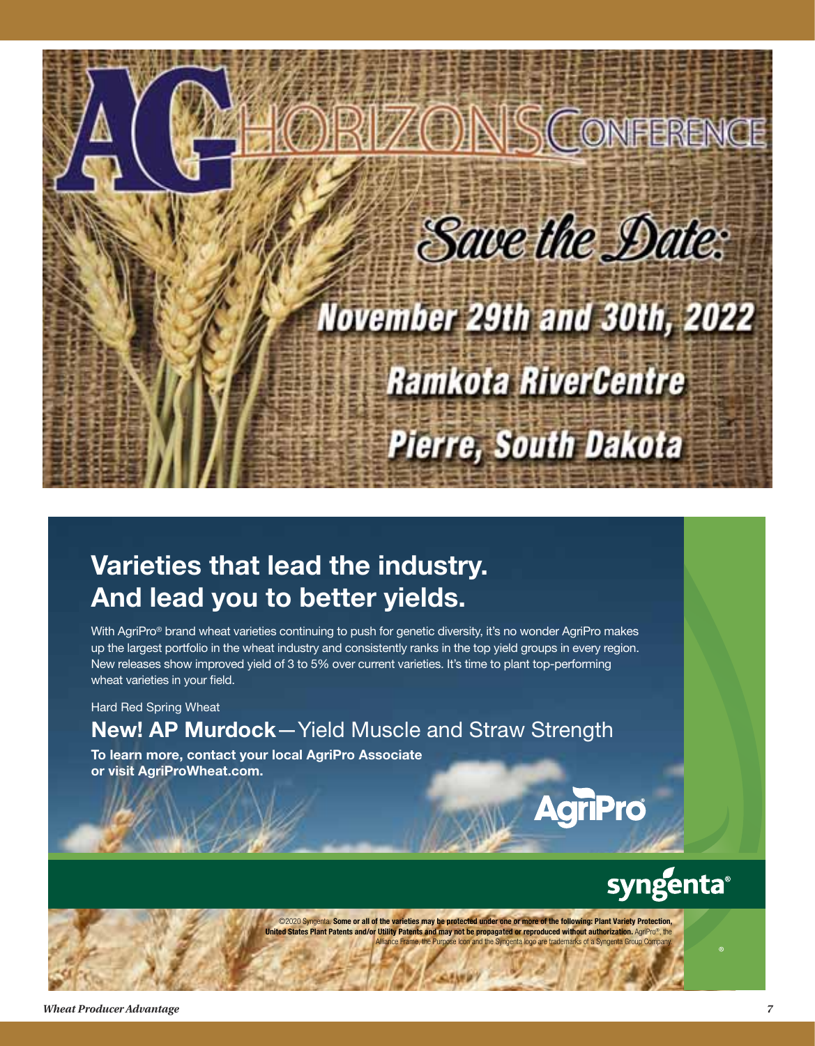# AG HORIZONS CONFERENCE

## Save the Date:

**November 29th and 30th, 2022**

**Ramkota RiverCentre**

**Pierre, South Dakota**

## Varieties that lead the industry. And lead you to better yields.

With AgriPro® brand wheat varieties continuing to push for genetic diversity, it's no wonder AgriPro makes up the largest portfolio in the wheat industry and consistently ranks in the top yield groups in every region. New releases show improved yield of 3 to 5% over current varieties. It's time to plant top-performing wheat varieties in your field.

Hard Red Spring Wheat

### New! AP Murdock—Yield Muscle and Straw Strength

**To learn more, contact your local AgriPro Associate or visit AgriProWheat.com.**

AgriPro®

syngenta®

©2020 Syngenta. **Some or all of the varieties may be protected under one or more of the following: Plant Variety Protection, United States Plant Patents and/or Utility Patents and may not be propagated or reproduced without authorization.** AgriPro®, the Alliance Frame, the Purpose Icon and the Syngenta logo are trademarks of a Syngenta Group Company.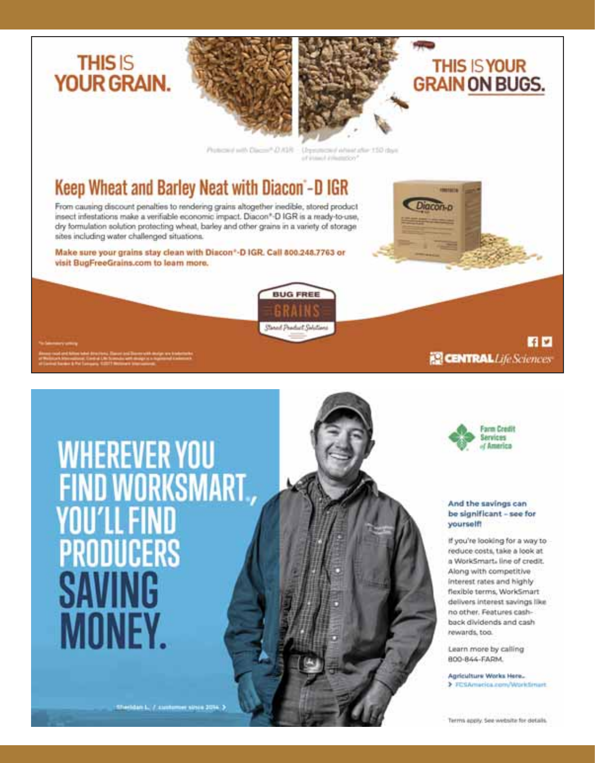# THIS IS YOUR GRAIN.

# THIS IS YOUR GRAIN ON BUGS.

Protected with Diacon®-D IGR    Unprotected wheat after 150 days of insect infestation*

## Keep Wheat and Barley Neat with Diacon®-D IGR

From causing discount penalties to rendering grains altogether inedible, stored product insect infestations make a verifiable economic impact. Diacon®-D IGR is a ready-to-use, dry formulation solution protecting wheat, barley and other grains in a variety of storage sites including water challenged situations.

**Make sure your grains stay clean with Diacon®-D IGR. Call 800.248.7763 or visit BugFreeGrains.com to learn more.**

BUG FREE GRAINS Stored Product Solutions

*In laboratory setting

Always read and follow label directions. Diacon and Diacon with design are trademarks of Wellmark International. Central Life Sciences with design is a registered trademark of Central Garden & Pet Company. ©2017 Wellmark International.

CENTRAL Life Sciences

# WHEREVER YOU FIND WORKSMART, YOU'LL FIND PRODUCERS SAVING MONEY.

Sheridan L. / customer since 2014

Farm Credit Services of America

**And the savings can be significant – see for yourself!**

If you're looking for a way to reduce costs, take a look at a WorkSmart line of credit. Along with competitive interest rates and highly flexible terms, WorkSmart delivers interest savings like no other. Features cash-back dividends and cash rewards, too.

Learn more by calling 800-844-FARM.

**Agriculture Works Here.**
> FCSAmerica.com/WorkSmart

Terms apply. See website for details.